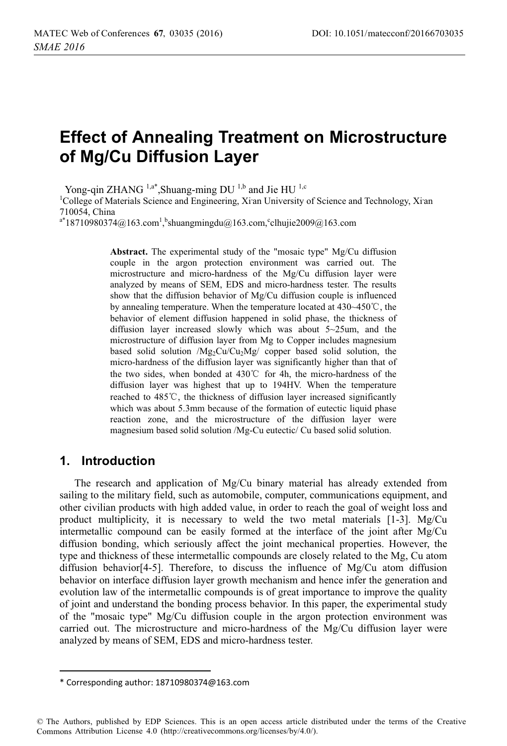# Effect of Annealing Treatment on Microstructure of Mg/Cu Diffusion Layer

Yong-qin ZHANG [1,a*],Shuang-ming DU [1,b] and Jie HU [1,c]

[1]College of Materials Science and Engineering, Xi'an University of Science and Technology, Xi'an 710054, China

[a*]18710980374@163.com[1],[b]shuangmingdu@163.com,[c]clhujie2009@163.com

**Abstract.** The experimental study of the "mosaic type" Mg/Cu diffusion couple in the argon protection environment was carried out. The microstructure and micro-hardness of the Mg/Cu diffusion layer were analyzed by means of SEM, EDS and micro-hardness tester. The results show that the diffusion behavior of Mg/Cu diffusion couple is influenced by annealing temperature. When the temperature located at 430~450℃, the behavior of element diffusion happened in solid phase, the thickness of diffusion layer increased slowly which was about 5~25um, and the microstructure of diffusion layer from Mg to Copper includes magnesium based solid solution /$Mg_2Cu$/$Cu_2Mg$/ copper based solid solution, the micro-hardness of the diffusion layer was significantly higher than that of the two sides, when bonded at 430℃ for 4h, the micro-hardness of the diffusion layer was highest that up to 194HV. When the temperature reached to 485℃, the thickness of diffusion layer increased significantly which was about 5.3mm because of the formation of eutectic liquid phase reaction zone, and the microstructure of the diffusion layer were magnesium based solid solution /Mg-Cu eutectic/ Cu based solid solution.

## 1. Introduction

The research and application of Mg/Cu binary material has already extended from sailing to the military field, such as automobile, computer, communications equipment, and other civilian products with high added value, in order to reach the goal of weight loss and product multiplicity, it is necessary to weld the two metal materials [1-3]. Mg/Cu intermetallic compound can be easily formed at the interface of the joint after Mg/Cu diffusion bonding, which seriously affect the joint mechanical properties. However, the type and thickness of these intermetallic compounds are closely related to the Mg, Cu atom diffusion behavior[4-5]. Therefore, to discuss the influence of Mg/Cu atom diffusion behavior on interface diffusion layer growth mechanism and hence infer the generation and evolution law of the intermetallic compounds is of great importance to improve the quality of joint and understand the bonding process behavior. In this paper, the experimental study of the "mosaic type" Mg/Cu diffusion couple in the argon protection environment was carried out. The microstructure and micro-hardness of the Mg/Cu diffusion layer were analyzed by means of SEM, EDS and micro-hardness tester.

* Corresponding author: 18710980374@163.com

© The Authors, published by EDP Sciences. This is an open access article distributed under the terms of the Creative Commons Attribution License 4.0 (http://creativecommons.org/licenses/by/4.0/).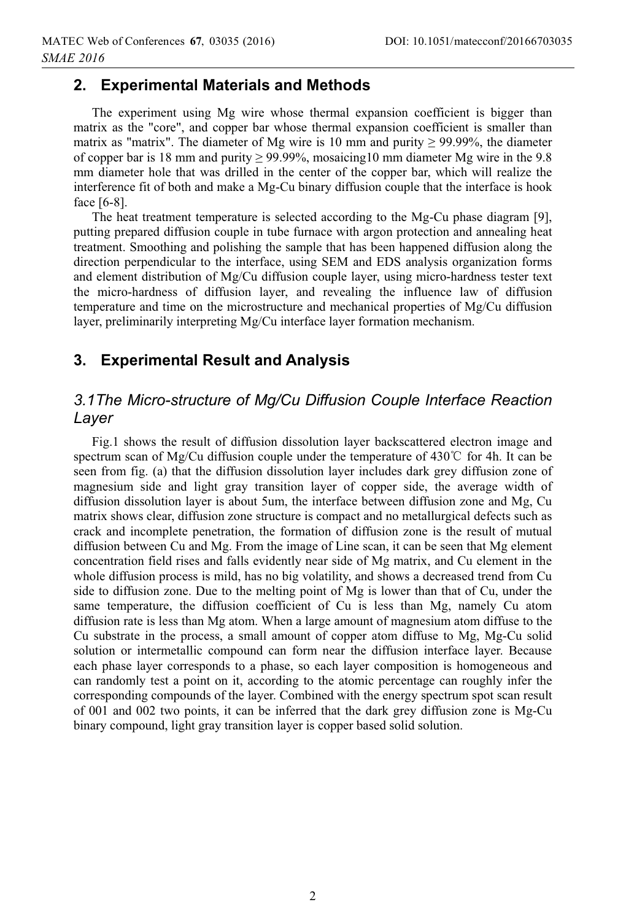## 2. Experimental Materials and Methods

The experiment using Mg wire whose thermal expansion coefficient is bigger than matrix as the "core", and copper bar whose thermal expansion coefficient is smaller than matrix as "matrix". The diameter of Mg wire is 10 mm and purity ≥ 99.99%, the diameter of copper bar is 18 mm and purity ≥ 99.99%, mosaicing10 mm diameter Mg wire in the 9.8 mm diameter hole that was drilled in the center of the copper bar, which will realize the interference fit of both and make a Mg-Cu binary diffusion couple that the interface is hook face [6-8].

The heat treatment temperature is selected according to the Mg-Cu phase diagram [9], putting prepared diffusion couple in tube furnace with argon protection and annealing heat treatment. Smoothing and polishing the sample that has been happened diffusion along the direction perpendicular to the interface, using SEM and EDS analysis organization forms and element distribution of Mg/Cu diffusion couple layer, using micro-hardness tester text the micro-hardness of diffusion layer, and revealing the influence law of diffusion temperature and time on the microstructure and mechanical properties of Mg/Cu diffusion layer, preliminarily interpreting Mg/Cu interface layer formation mechanism.

## 3. Experimental Result and Analysis

### *3.1The Micro-structure of Mg/Cu Diffusion Couple Interface Reaction Layer*

Fig.1 shows the result of diffusion dissolution layer backscattered electron image and spectrum scan of Mg/Cu diffusion couple under the temperature of 430℃ for 4h. It can be seen from fig. (a) that the diffusion dissolution layer includes dark grey diffusion zone of magnesium side and light gray transition layer of copper side, the average width of diffusion dissolution layer is about 5um, the interface between diffusion zone and Mg, Cu matrix shows clear, diffusion zone structure is compact and no metallurgical defects such as crack and incomplete penetration, the formation of diffusion zone is the result of mutual diffusion between Cu and Mg. From the image of Line scan, it can be seen that Mg element concentration field rises and falls evidently near side of Mg matrix, and Cu element in the whole diffusion process is mild, has no big volatility, and shows a decreased trend from Cu side to diffusion zone. Due to the melting point of Mg is lower than that of Cu, under the same temperature, the diffusion coefficient of Cu is less than Mg, namely Cu atom diffusion rate is less than Mg atom. When a large amount of magnesium atom diffuse to the Cu substrate in the process, a small amount of copper atom diffuse to Mg, Mg-Cu solid solution or intermetallic compound can form near the diffusion interface layer. Because each phase layer corresponds to a phase, so each layer composition is homogeneous and can randomly test a point on it, according to the atomic percentage can roughly infer the corresponding compounds of the layer. Combined with the energy spectrum spot scan result of 001 and 002 two points, it can be inferred that the dark grey diffusion zone is Mg-Cu binary compound, light gray transition layer is copper based solid solution.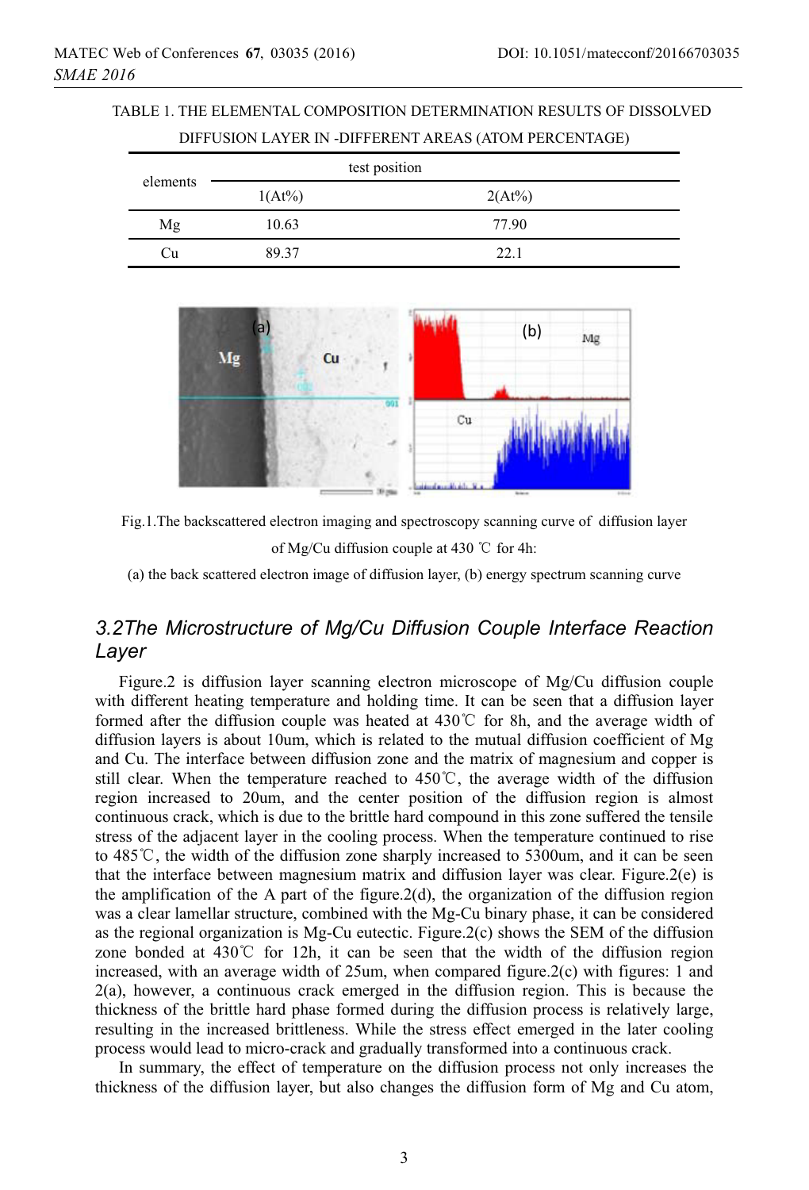TABLE 1. THE ELEMENTAL COMPOSITION DETERMINATION RESULTS OF DISSOLVED DIFFUSION LAYER IN -DIFFERENT AREAS (ATOM PERCENTAGE)

| elements | test position | |
|---|---|---|
| | 1(At%) | 2(At%) |
| Mg | 10.63 | 77.90 |
| Cu | 89.37 | 22.1 |

Fig.1.The backscattered electron imaging and spectroscopy scanning curve of diffusion layer of Mg/Cu diffusion couple at 430 ℃ for 4h:

(a) the back scattered electron image of diffusion layer, (b) energy spectrum scanning curve

## *3.2The Microstructure of Mg/Cu Diffusion Couple Interface Reaction Layer*

Figure.2 is diffusion layer scanning electron microscope of Mg/Cu diffusion couple with different heating temperature and holding time. It can be seen that a diffusion layer formed after the diffusion couple was heated at 430℃ for 8h, and the average width of diffusion layers is about 10um, which is related to the mutual diffusion coefficient of Mg and Cu. The interface between diffusion zone and the matrix of magnesium and copper is still clear. When the temperature reached to 450℃, the average width of the diffusion region increased to 20um, and the center position of the diffusion region is almost continuous crack, which is due to the brittle hard compound in this zone suffered the tensile stress of the adjacent layer in the cooling process. When the temperature continued to rise to 485℃, the width of the diffusion zone sharply increased to 5300um, and it can be seen that the interface between magnesium matrix and diffusion layer was clear. Figure.2(e) is the amplification of the A part of the figure.2(d), the organization of the diffusion region was a clear lamellar structure, combined with the Mg-Cu binary phase, it can be considered as the regional organization is Mg-Cu eutectic. Figure.2(c) shows the SEM of the diffusion zone bonded at 430℃ for 12h, it can be seen that the width of the diffusion region increased, with an average width of 25um, when compared figure.2(c) with figures: 1 and 2(a), however, a continuous crack emerged in the diffusion region. This is because the thickness of the brittle hard phase formed during the diffusion process is relatively large, resulting in the increased brittleness. While the stress effect emerged in the later cooling process would lead to micro-crack and gradually transformed into a continuous crack.

In summary, the effect of temperature on the diffusion process not only increases the thickness of the diffusion layer, but also changes the diffusion form of Mg and Cu atom,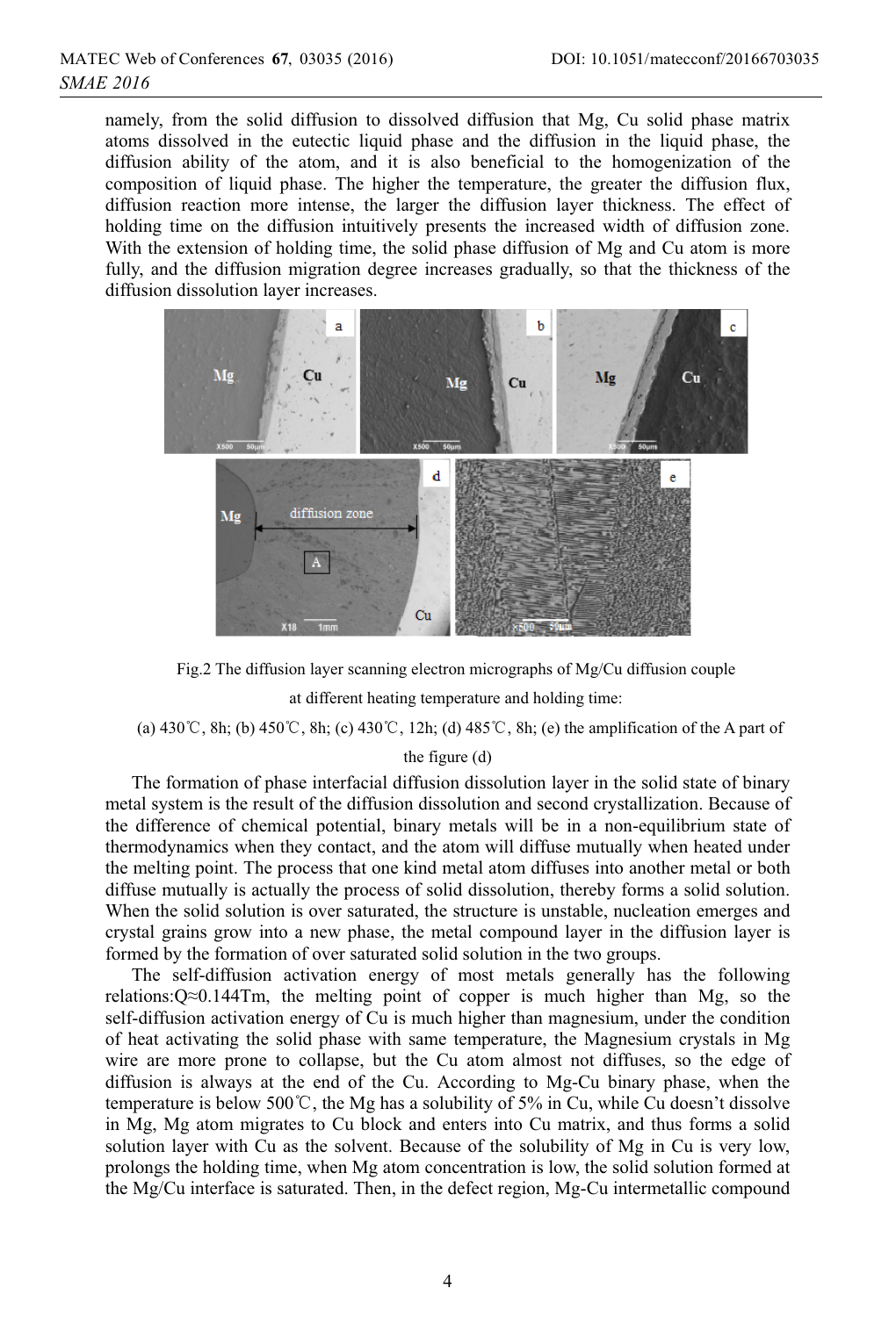namely, from the solid diffusion to dissolved diffusion that Mg, Cu solid phase matrix atoms dissolved in the eutectic liquid phase and the diffusion in the liquid phase, the diffusion ability of the atom, and it is also beneficial to the homogenization of the composition of liquid phase. The higher the temperature, the greater the diffusion flux, diffusion reaction more intense, the larger the diffusion layer thickness. The effect of holding time on the diffusion intuitively presents the increased width of diffusion zone. With the extension of holding time, the solid phase diffusion of Mg and Cu atom is more fully, and the diffusion migration degree increases gradually, so that the thickness of the diffusion dissolution layer increases.

Fig.2 The diffusion layer scanning electron micrographs of Mg/Cu diffusion couple at different heating temperature and holding time:

(a) 430℃, 8h; (b) 450℃, 8h; (c) 430℃, 12h; (d) 485℃, 8h; (e) the amplification of the A part of the figure (d)

The formation of phase interfacial diffusion dissolution layer in the solid state of binary metal system is the result of the diffusion dissolution and second crystallization. Because of the difference of chemical potential, binary metals will be in a non-equilibrium state of thermodynamics when they contact, and the atom will diffuse mutually when heated under the melting point. The process that one kind metal atom diffuses into another metal or both diffuse mutually is actually the process of solid dissolution, thereby forms a solid solution. When the solid solution is over saturated, the structure is unstable, nucleation emerges and crystal grains grow into a new phase, the metal compound layer in the diffusion layer is formed by the formation of over saturated solid solution in the two groups.

The self-diffusion activation energy of most metals generally has the following relations:$Q \approx 0.144T_m$, the melting point of copper is much higher than Mg, so the self-diffusion activation energy of Cu is much higher than magnesium, under the condition of heat activating the solid phase with same temperature, the Magnesium crystals in Mg wire are more prone to collapse, but the Cu atom almost not diffuses, so the edge of diffusion is always at the end of the Cu. According to Mg-Cu binary phase, when the temperature is below 500℃, the Mg has a solubility of 5% in Cu, while Cu doesn't dissolve in Mg, Mg atom migrates to Cu block and enters into Cu matrix, and thus forms a solid solution layer with Cu as the solvent. Because of the solubility of Mg in Cu is very low, prolongs the holding time, when Mg atom concentration is low, the solid solution formed at the Mg/Cu interface is saturated. Then, in the defect region, Mg-Cu intermetallic compound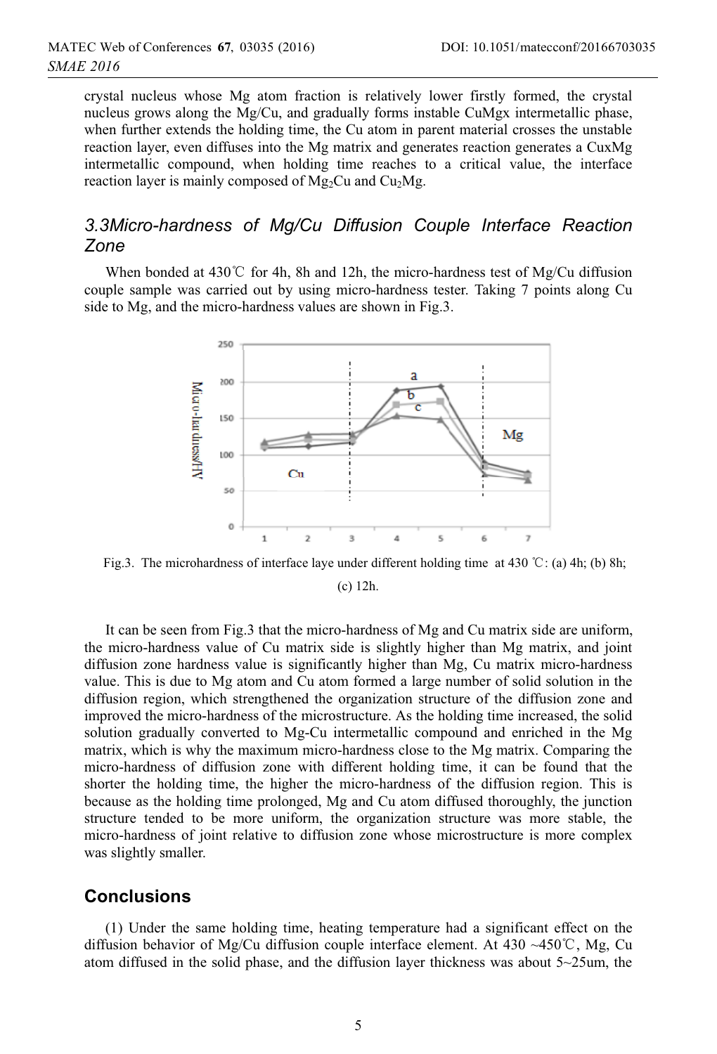crystal nucleus whose Mg atom fraction is relatively lower firstly formed, the crystal nucleus grows along the Mg/Cu, and gradually forms instable CuMgx intermetallic phase, when further extends the holding time, the Cu atom in parent material crosses the unstable reaction layer, even diffuses into the Mg matrix and generates reaction generates a CuxMg intermetallic compound, when holding time reaches to a critical value, the interface reaction layer is mainly composed of $Mg_2Cu$ and $Cu_2Mg$.

### *3.3Micro-hardness of Mg/Cu Diffusion Couple Interface Reaction Zone*

When bonded at 430℃ for 4h, 8h and 12h, the micro-hardness test of Mg/Cu diffusion couple sample was carried out by using micro-hardness tester. Taking 7 points along Cu side to Mg, and the micro-hardness values are shown in Fig.3.

Fig.3. The microhardness of interface laye under different holding time at 430 ℃: (a) 4h; (b) 8h; (c) 12h.

It can be seen from Fig.3 that the micro-hardness of Mg and Cu matrix side are uniform, the micro-hardness value of Cu matrix side is slightly higher than Mg matrix, and joint diffusion zone hardness value is significantly higher than Mg, Cu matrix micro-hardness value. This is due to Mg atom and Cu atom formed a large number of solid solution in the diffusion region, which strengthened the organization structure of the diffusion zone and improved the micro-hardness of the microstructure. As the holding time increased, the solid solution gradually converted to Mg-Cu intermetallic compound and enriched in the Mg matrix, which is why the maximum micro-hardness close to the Mg matrix. Comparing the micro-hardness of diffusion zone with different holding time, it can be found that the shorter the holding time, the higher the micro-hardness of the diffusion region. This is because as the holding time prolonged, Mg and Cu atom diffused thoroughly, the junction structure tended to be more uniform, the organization structure was more stable, the micro-hardness of joint relative to diffusion zone whose microstructure is more complex was slightly smaller.

## Conclusions

(1) Under the same holding time, heating temperature had a significant effect on the diffusion behavior of Mg/Cu diffusion couple interface element. At 430 ~450℃, Mg, Cu atom diffused in the solid phase, and the diffusion layer thickness was about 5~25um, the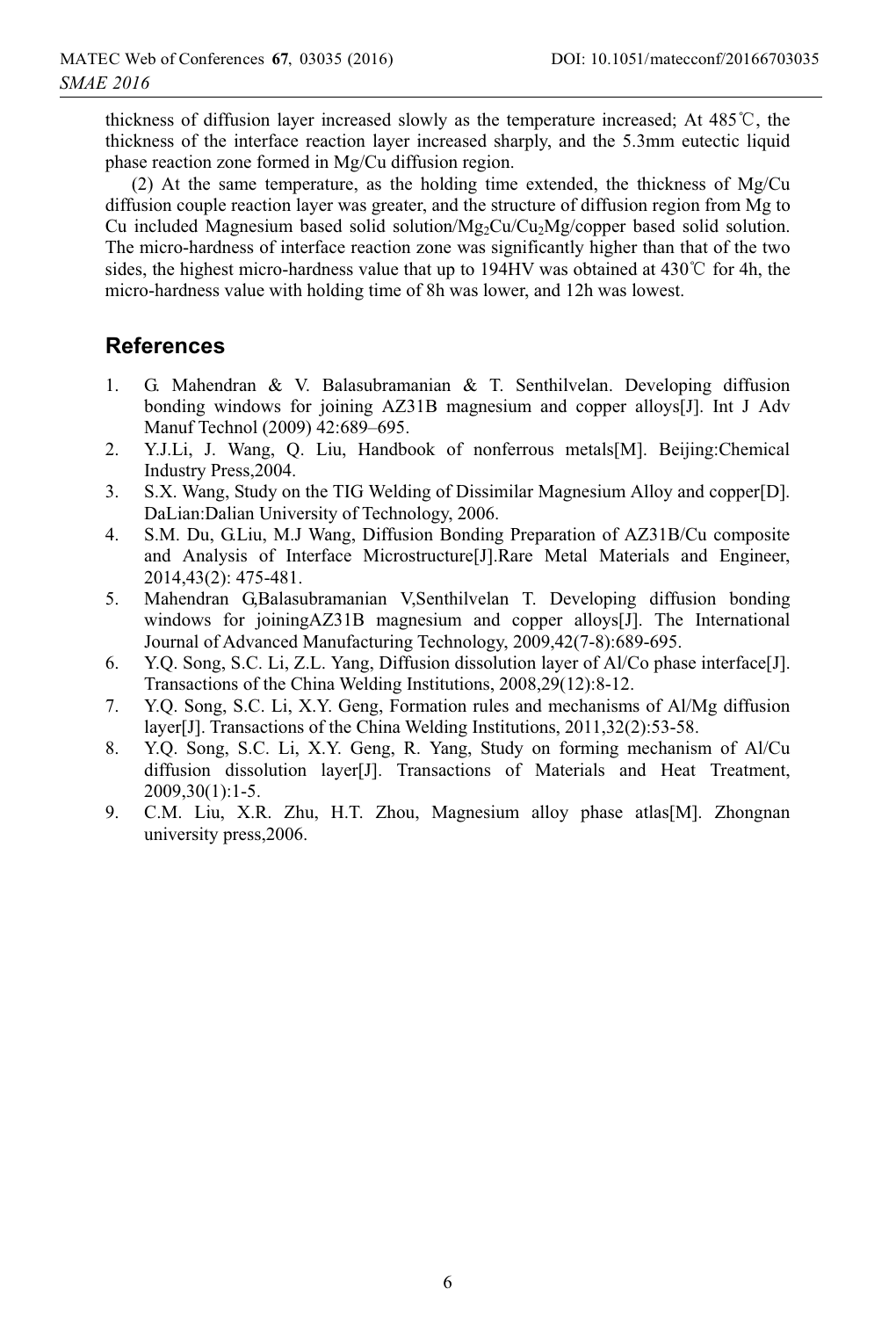thickness of diffusion layer increased slowly as the temperature increased; At 485℃, the thickness of the interface reaction layer increased sharply, and the 5.3mm eutectic liquid phase reaction zone formed in Mg/Cu diffusion region.

(2) At the same temperature, as the holding time extended, the thickness of Mg/Cu diffusion couple reaction layer was greater, and the structure of diffusion region from Mg to Cu included Magnesium based solid solution/$Mg_2Cu$/$Cu_2Mg$/copper based solid solution. The micro-hardness of interface reaction zone was significantly higher than that of the two sides, the highest micro-hardness value that up to 194HV was obtained at 430℃ for 4h, the micro-hardness value with holding time of 8h was lower, and 12h was lowest.

## References

1. G. Mahendran & V. Balasubramanian & T. Senthilvelan. Developing diffusion bonding windows for joining AZ31B magnesium and copper alloys[J]. Int J Adv Manuf Technol (2009) 42:689–695.
2. Y.J.Li, J. Wang, Q. Liu, Handbook of nonferrous metals[M]. Beijing:Chemical Industry Press,2004.
3. S.X. Wang, Study on the TIG Welding of Dissimilar Magnesium Alloy and copper[D]. DaLian:Dalian University of Technology, 2006.
4. S.M. Du, G.Liu, M.J Wang, Diffusion Bonding Preparation of AZ31B/Cu composite and Analysis of Interface Microstructure[J].Rare Metal Materials and Engineer, 2014,43(2): 475-481.
5. Mahendran G,Balasubramanian V,Senthilvelan T. Developing diffusion bonding windows for joiningAZ31B magnesium and copper alloys[J]. The International Journal of Advanced Manufacturing Technology, 2009,42(7-8):689-695.
6. Y.Q. Song, S.C. Li, Z.L. Yang, Diffusion dissolution layer of Al/Co phase interface[J]. Transactions of the China Welding Institutions, 2008,29(12):8-12.
7. Y.Q. Song, S.C. Li, X.Y. Geng, Formation rules and mechanisms of Al/Mg diffusion layer[J]. Transactions of the China Welding Institutions, 2011,32(2):53-58.
8. Y.Q. Song, S.C. Li, X.Y. Geng, R. Yang, Study on forming mechanism of Al/Cu diffusion dissolution layer[J]. Transactions of Materials and Heat Treatment, 2009,30(1):1-5.
9. C.M. Liu, X.R. Zhu, H.T. Zhou, Magnesium alloy phase atlas[M]. Zhongnan university press,2006.